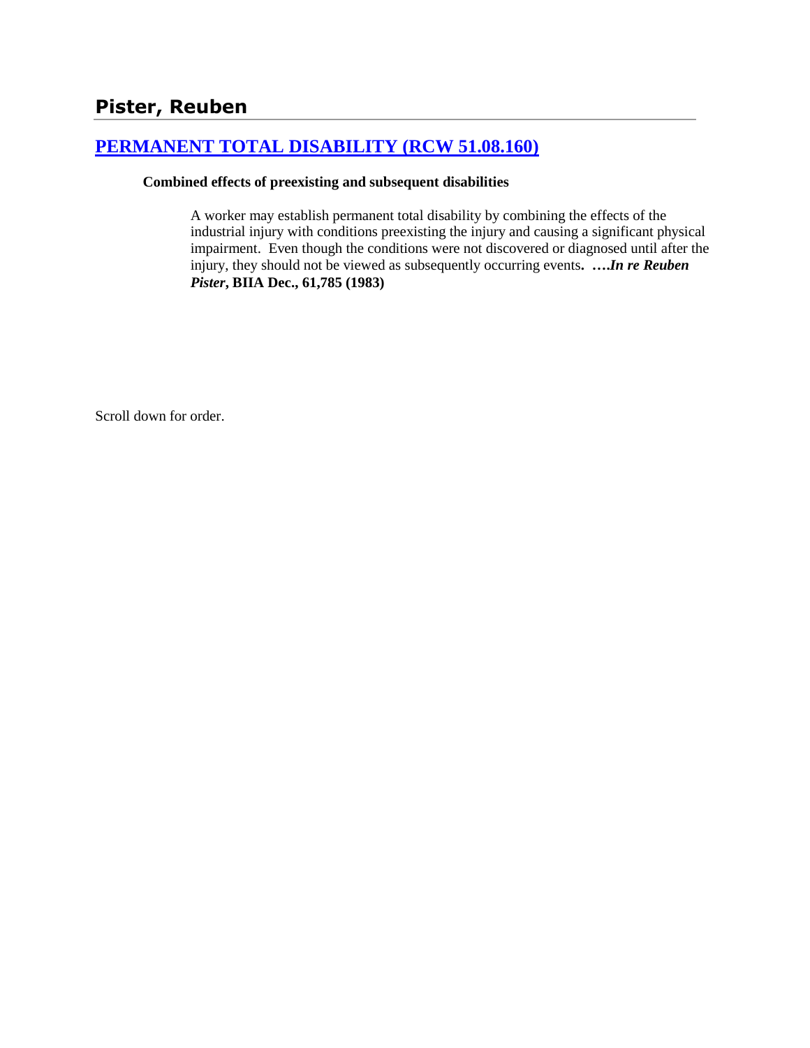## Pister, Reuben

### [PERMANENT TOTAL DISABILITY (RCW 51.08.160)]

**Combined effects of preexisting and subsequent disabilities**

> A worker may establish permanent total disability by combining the effects of the industrial injury with conditions preexisting the injury and causing a significant physical impairment. Even though the conditions were not discovered or diagnosed until after the injury, they should not be viewed as subsequently occurring events**. ….*In re Reuben Pister*, BIIA Dec., 61,785 (1983)**

Scroll down for order.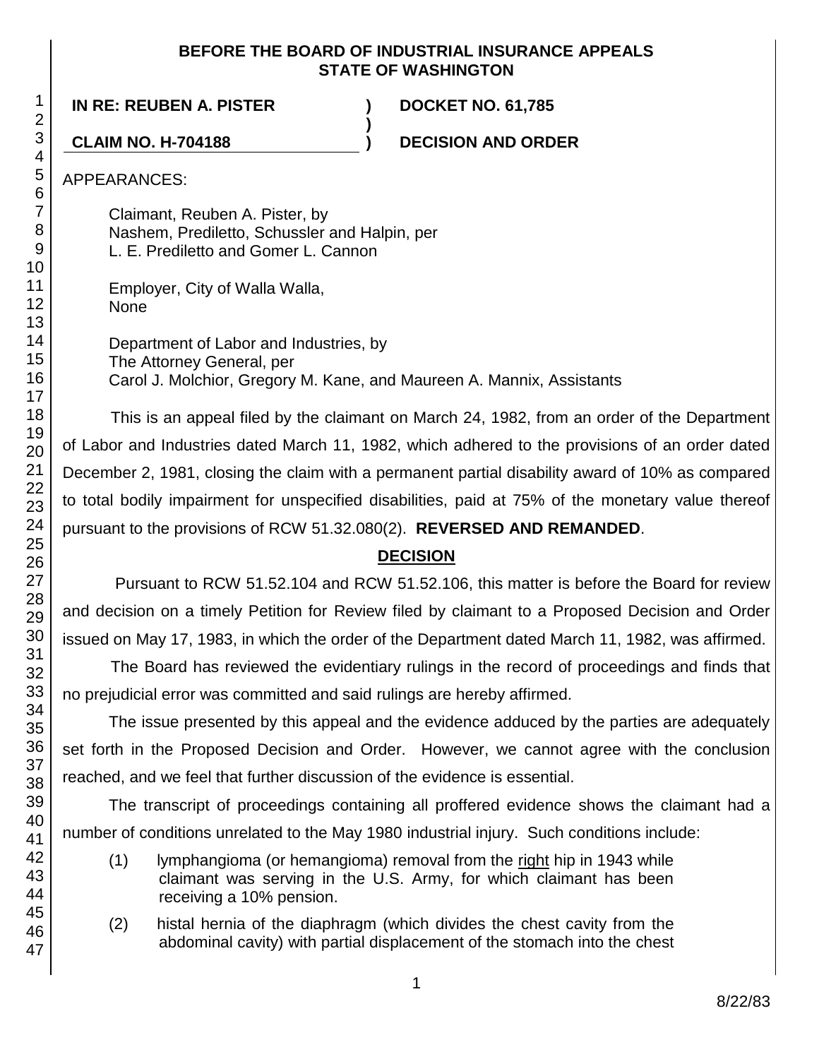**BEFORE THE BOARD OF INDUSTRIAL INSURANCE APPEALS**
**STATE OF WASHINGTON**

**IN RE: REUBEN A. PISTER** ) **DOCKET NO. 61,785**
)
**CLAIM NO. H-704188** ) **DECISION AND ORDER**

APPEARANCES:

Claimant, Reuben A. Pister, by
Nashem, Prediletto, Schussler and Halpin, per
L. E. Prediletto and Gomer L. Cannon

Employer, City of Walla Walla,
None

Department of Labor and Industries, by
The Attorney General, per
Carol J. Molchior, Gregory M. Kane, and Maureen A. Mannix, Assistants

This is an appeal filed by the claimant on March 24, 1982, from an order of the Department of Labor and Industries dated March 11, 1982, which adhered to the provisions of an order dated December 2, 1981, closing the claim with a permanent partial disability award of 10% as compared to total bodily impairment for unspecified disabilities, paid at 75% of the monetary value thereof pursuant to the provisions of RCW 51.32.080(2). **REVERSED AND REMANDED**.

## DECISION

Pursuant to RCW 51.52.104 and RCW 51.52.106, this matter is before the Board for review and decision on a timely Petition for Review filed by claimant to a Proposed Decision and Order issued on May 17, 1983, in which the order of the Department dated March 11, 1982, was affirmed.

The Board has reviewed the evidentiary rulings in the record of proceedings and finds that no prejudicial error was committed and said rulings are hereby affirmed.

The issue presented by this appeal and the evidence adduced by the parties are adequately set forth in the Proposed Decision and Order. However, we cannot agree with the conclusion reached, and we feel that further discussion of the evidence is essential.

The transcript of proceedings containing all proffered evidence shows the claimant had a number of conditions unrelated to the May 1980 industrial injury. Such conditions include:

(1) lymphangioma (or hemangioma) removal from the right hip in 1943 while claimant was serving in the U.S. Army, for which claimant has been receiving a 10% pension.

(2) histal hernia of the diaphragm (which divides the chest cavity from the abdominal cavity) with partial displacement of the stomach into the chest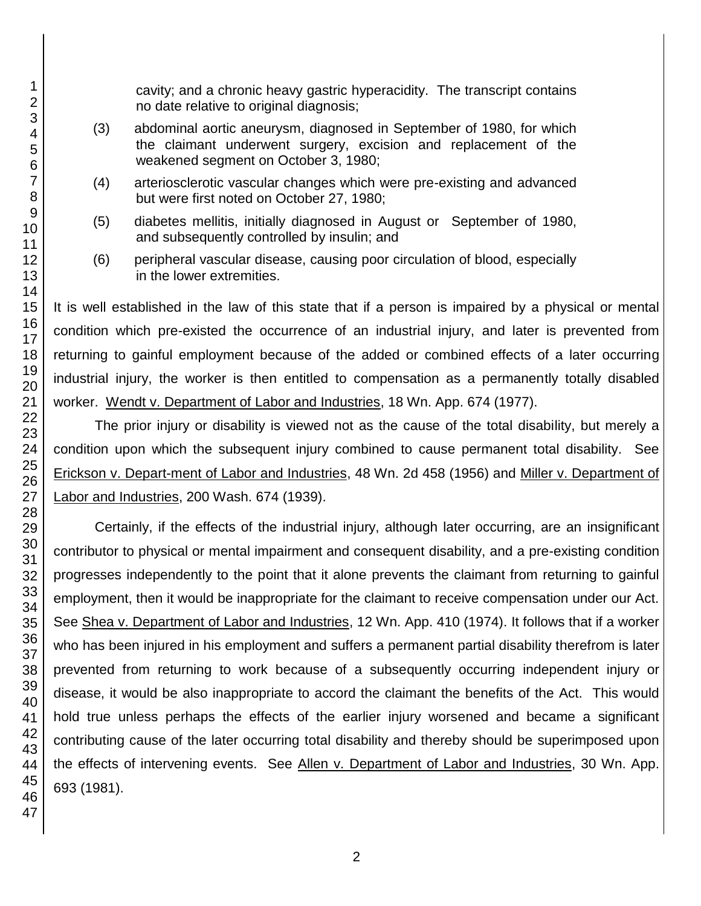cavity; and a chronic heavy gastric hyperacidity. The transcript contains no date relative to original diagnosis;

(3) abdominal aortic aneurysm, diagnosed in September of 1980, for which the claimant underwent surgery, excision and replacement of the weakened segment on October 3, 1980;

(4) arteriosclerotic vascular changes which were pre-existing and advanced but were first noted on October 27, 1980;

(5) diabetes mellitis, initially diagnosed in August or September of 1980, and subsequently controlled by insulin; and

(6) peripheral vascular disease, causing poor circulation of blood, especially in the lower extremities.

It is well established in the law of this state that if a person is impaired by a physical or mental condition which pre-existed the occurrence of an industrial injury, and later is prevented from returning to gainful employment because of the added or combined effects of a later occurring industrial injury, the worker is then entitled to compensation as a permanently totally disabled worker. Wendt v. Department of Labor and Industries, 18 Wn. App. 674 (1977).

The prior injury or disability is viewed not as the cause of the total disability, but merely a condition upon which the subsequent injury combined to cause permanent total disability. See Erickson v. Depart-ment of Labor and Industries, 48 Wn. 2d 458 (1956) and Miller v. Department of Labor and Industries, 200 Wash. 674 (1939).

Certainly, if the effects of the industrial injury, although later occurring, are an insignificant contributor to physical or mental impairment and consequent disability, and a pre-existing condition progresses independently to the point that it alone prevents the claimant from returning to gainful employment, then it would be inappropriate for the claimant to receive compensation under our Act. See Shea v. Department of Labor and Industries, 12 Wn. App. 410 (1974). It follows that if a worker who has been injured in his employment and suffers a permanent partial disability therefrom is later prevented from returning to work because of a subsequently occurring independent injury or disease, it would be also inappropriate to accord the claimant the benefits of the Act. This would hold true unless perhaps the effects of the earlier injury worsened and became a significant contributing cause of the later occurring total disability and thereby should be superimposed upon the effects of intervening events. See Allen v. Department of Labor and Industries, 30 Wn. App. 693 (1981).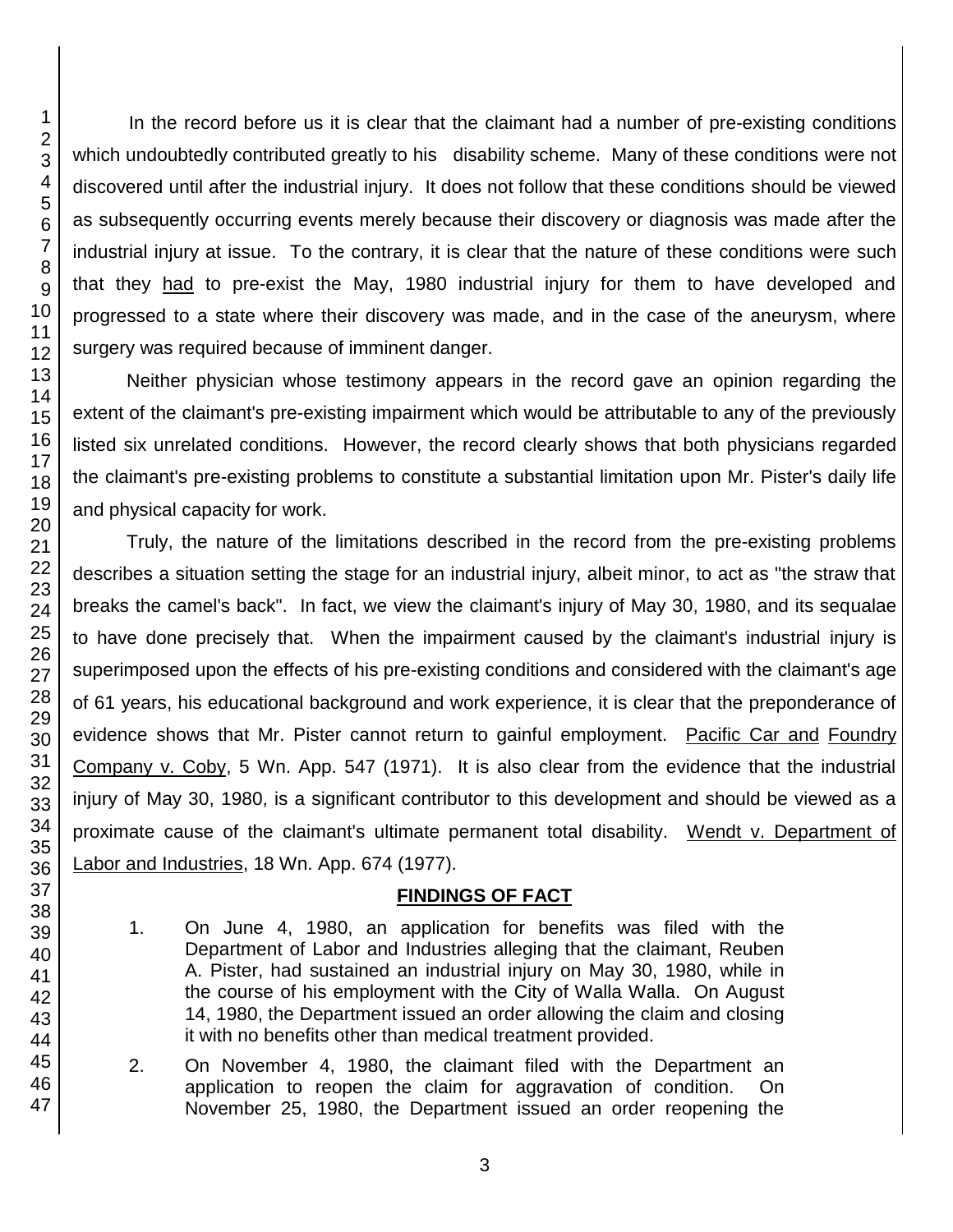In the record before us it is clear that the claimant had a number of pre-existing conditions which undoubtedly contributed greatly to his disability scheme. Many of these conditions were not discovered until after the industrial injury. It does not follow that these conditions should be viewed as subsequently occurring events merely because their discovery or diagnosis was made after the industrial injury at issue. To the contrary, it is clear that the nature of these conditions were such that they had to pre-exist the May, 1980 industrial injury for them to have developed and progressed to a state where their discovery was made, and in the case of the aneurysm, where surgery was required because of imminent danger.

Neither physician whose testimony appears in the record gave an opinion regarding the extent of the claimant's pre-existing impairment which would be attributable to any of the previously listed six unrelated conditions. However, the record clearly shows that both physicians regarded the claimant's pre-existing problems to constitute a substantial limitation upon Mr. Pister's daily life and physical capacity for work.

Truly, the nature of the limitations described in the record from the pre-existing problems describes a situation setting the stage for an industrial injury, albeit minor, to act as "the straw that breaks the camel's back". In fact, we view the claimant's injury of May 30, 1980, and its sequalae to have done precisely that. When the impairment caused by the claimant's industrial injury is superimposed upon the effects of his pre-existing conditions and considered with the claimant's age of 61 years, his educational background and work experience, it is clear that the preponderance of evidence shows that Mr. Pister cannot return to gainful employment. Pacific Car and Foundry Company v. Coby, 5 Wn. App. 547 (1971). It is also clear from the evidence that the industrial injury of May 30, 1980, is a significant contributor to this development and should be viewed as a proximate cause of the claimant's ultimate permanent total disability. Wendt v. Department of Labor and Industries, 18 Wn. App. 674 (1977).

## FINDINGS OF FACT

1. On June 4, 1980, an application for benefits was filed with the Department of Labor and Industries alleging that the claimant, Reuben A. Pister, had sustained an industrial injury on May 30, 1980, while in the course of his employment with the City of Walla Walla. On August 14, 1980, the Department issued an order allowing the claim and closing it with no benefits other than medical treatment provided.

2. On November 4, 1980, the claimant filed with the Department an application to reopen the claim for aggravation of condition. On November 25, 1980, the Department issued an order reopening the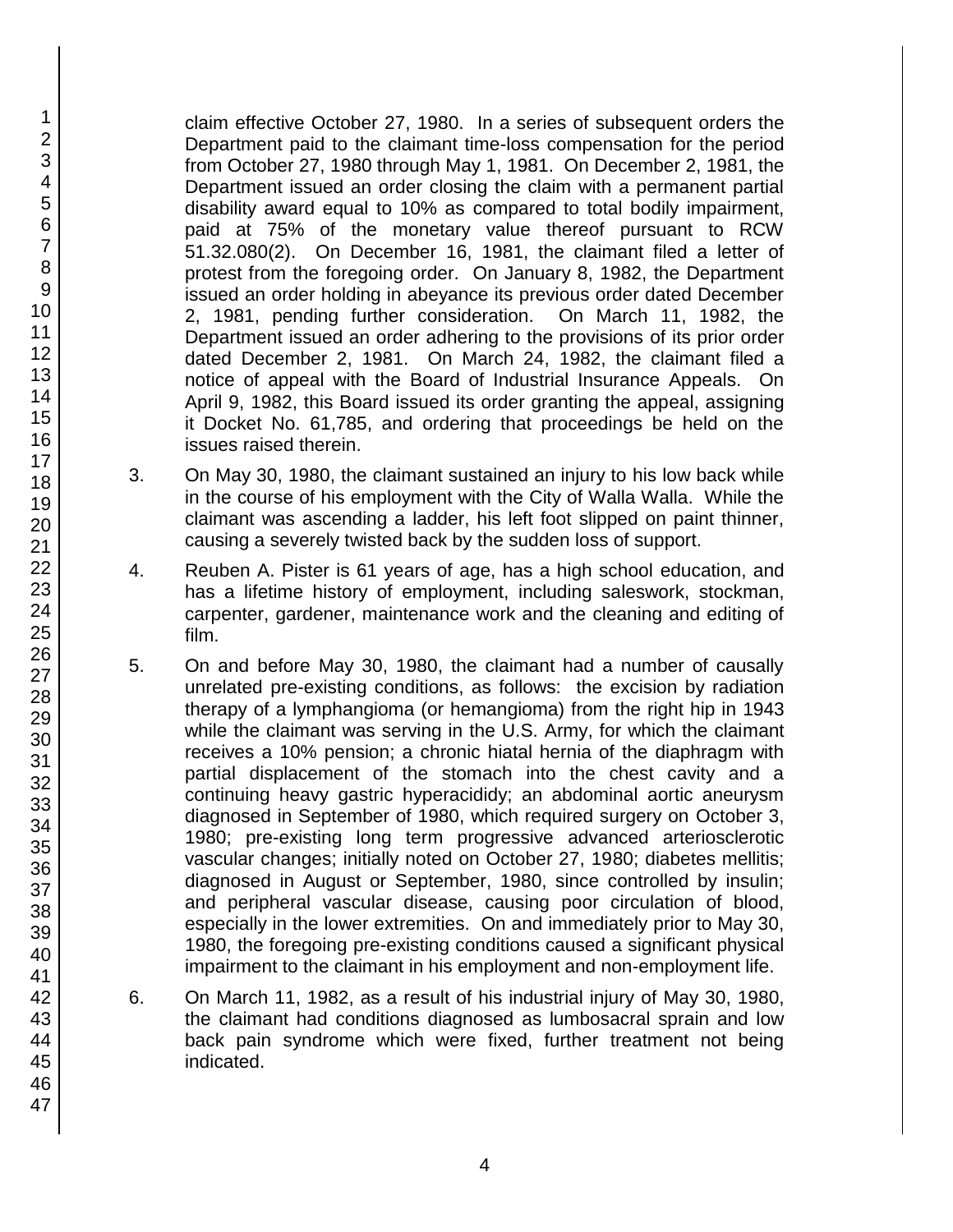claim effective October 27, 1980. In a series of subsequent orders the Department paid to the claimant time-loss compensation for the period from October 27, 1980 through May 1, 1981. On December 2, 1981, the Department issued an order closing the claim with a permanent partial disability award equal to 10% as compared to total bodily impairment, paid at 75% of the monetary value thereof pursuant to RCW 51.32.080(2). On December 16, 1981, the claimant filed a letter of protest from the foregoing order. On January 8, 1982, the Department issued an order holding in abeyance its previous order dated December 2, 1981, pending further consideration. On March 11, 1982, the Department issued an order adhering to the provisions of its prior order dated December 2, 1981. On March 24, 1982, the claimant filed a notice of appeal with the Board of Industrial Insurance Appeals. On April 9, 1982, this Board issued its order granting the appeal, assigning it Docket No. 61,785, and ordering that proceedings be held on the issues raised therein.

3. On May 30, 1980, the claimant sustained an injury to his low back while in the course of his employment with the City of Walla Walla. While the claimant was ascending a ladder, his left foot slipped on paint thinner, causing a severely twisted back by the sudden loss of support.

4. Reuben A. Pister is 61 years of age, has a high school education, and has a lifetime history of employment, including saleswork, stockman, carpenter, gardener, maintenance work and the cleaning and editing of film.

5. On and before May 30, 1980, the claimant had a number of causally unrelated pre-existing conditions, as follows: the excision by radiation therapy of a lymphangioma (or hemangioma) from the right hip in 1943 while the claimant was serving in the U.S. Army, for which the claimant receives a 10% pension; a chronic hiatal hernia of the diaphragm with partial displacement of the stomach into the chest cavity and a continuing heavy gastric hyperacididy; an abdominal aortic aneurysm diagnosed in September of 1980, which required surgery on October 3, 1980; pre-existing long term progressive advanced arteriosclerotic vascular changes; initially noted on October 27, 1980; diabetes mellitis; diagnosed in August or September, 1980, since controlled by insulin; and peripheral vascular disease, causing poor circulation of blood, especially in the lower extremities. On and immediately prior to May 30, 1980, the foregoing pre-existing conditions caused a significant physical impairment to the claimant in his employment and non-employment life.

6. On March 11, 1982, as a result of his industrial injury of May 30, 1980, the claimant had conditions diagnosed as lumbosacral sprain and low back pain syndrome which were fixed, further treatment not being indicated.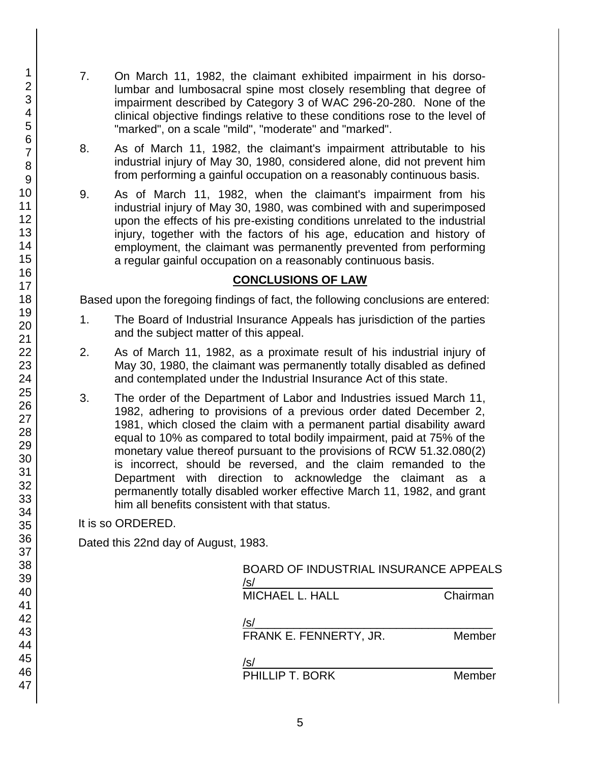7. On March 11, 1982, the claimant exhibited impairment in his dorso-lumbar and lumbosacral spine most closely resembling that degree of impairment described by Category 3 of WAC 296-20-280. None of the clinical objective findings relative to these conditions rose to the level of "marked", on a scale "mild", "moderate" and "marked".

8. As of March 11, 1982, the claimant's impairment attributable to his industrial injury of May 30, 1980, considered alone, did not prevent him from performing a gainful occupation on a reasonably continuous basis.

9. As of March 11, 1982, when the claimant's impairment from his industrial injury of May 30, 1980, was combined with and superimposed upon the effects of his pre-existing conditions unrelated to the industrial injury, together with the factors of his age, education and history of employment, the claimant was permanently prevented from performing a regular gainful occupation on a reasonably continuous basis.

## CONCLUSIONS OF LAW

Based upon the foregoing findings of fact, the following conclusions are entered:

1. The Board of Industrial Insurance Appeals has jurisdiction of the parties and the subject matter of this appeal.

2. As of March 11, 1982, as a proximate result of his industrial injury of May 30, 1980, the claimant was permanently totally disabled as defined and contemplated under the Industrial Insurance Act of this state.

3. The order of the Department of Labor and Industries issued March 11, 1982, adhering to provisions of a previous order dated December 2, 1981, which closed the claim with a permanent partial disability award equal to 10% as compared to total bodily impairment, paid at 75% of the monetary value thereof pursuant to the provisions of RCW 51.32.080(2) is incorrect, should be reversed, and the claim remanded to the Department with direction to acknowledge the claimant as a permanently totally disabled worker effective March 11, 1982, and grant him all benefits consistent with that status.

It is so ORDERED.

Dated this 22nd day of August, 1983.

BOARD OF INDUSTRIAL INSURANCE APPEALS

/s/
MICHAEL L. HALL Chairman

/s/
FRANK E. FENNERTY, JR. Member

/s/
PHILLIP T. BORK Member